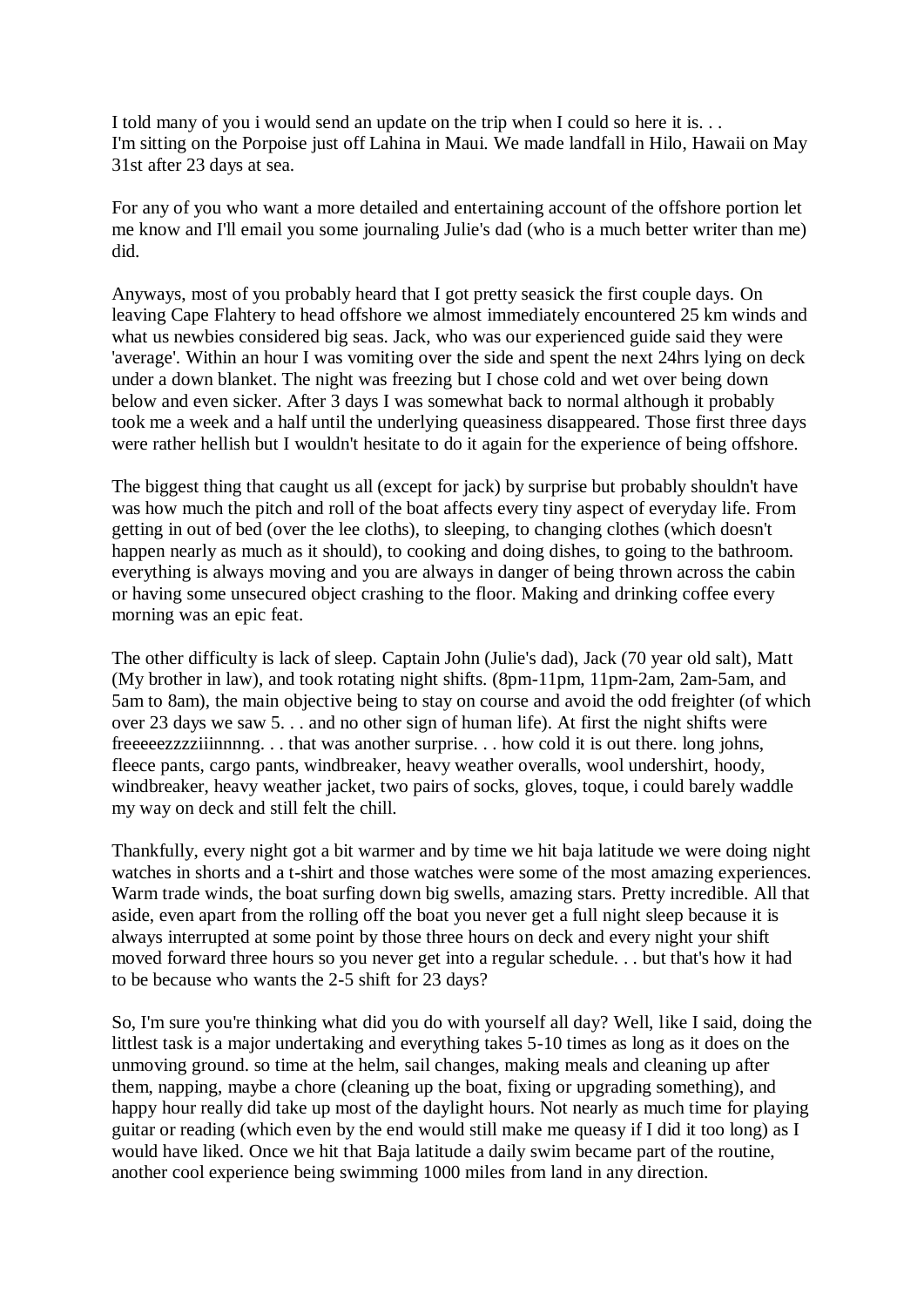I told many of you i would send an update on the trip when I could so here it is. . .
I'm sitting on the Porpoise just off Lahina in Maui. We made landfall in Hilo, Hawaii on May 31st after 23 days at sea.

For any of you who want a more detailed and entertaining account of the offshore portion let me know and I'll email you some journaling Julie's dad (who is a much better writer than me) did.

Anyways, most of you probably heard that I got pretty seasick the first couple days. On leaving Cape Flahtery to head offshore we almost immediately encountered 25 km winds and what us newbies considered big seas. Jack, who was our experienced guide said they were 'average'. Within an hour I was vomiting over the side and spent the next 24hrs lying on deck under a down blanket. The night was freezing but I chose cold and wet over being down below and even sicker. After 3 days I was somewhat back to normal although it probably took me a week and a half until the underlying queasiness disappeared. Those first three days were rather hellish but I wouldn't hesitate to do it again for the experience of being offshore.

The biggest thing that caught us all (except for jack) by surprise but probably shouldn't have was how much the pitch and roll of the boat affects every tiny aspect of everyday life. From getting in out of bed (over the lee cloths), to sleeping, to changing clothes (which doesn't happen nearly as much as it should), to cooking and doing dishes, to going to the bathroom. everything is always moving and you are always in danger of being thrown across the cabin or having some unsecured object crashing to the floor. Making and drinking coffee every morning was an epic feat.

The other difficulty is lack of sleep. Captain John (Julie's dad), Jack (70 year old salt), Matt (My brother in law), and took rotating night shifts. (8pm-11pm, 11pm-2am, 2am-5am, and 5am to 8am), the main objective being to stay on course and avoid the odd freighter (of which over 23 days we saw 5. . . and no other sign of human life). At first the night shifts were freeeeezzzziiinnnng. . . that was another surprise. . . how cold it is out there. long johns, fleece pants, cargo pants, windbreaker, heavy weather overalls, wool undershirt, hoody, windbreaker, heavy weather jacket, two pairs of socks, gloves, toque, i could barely waddle my way on deck and still felt the chill.

Thankfully, every night got a bit warmer and by time we hit baja latitude we were doing night watches in shorts and a t-shirt and those watches were some of the most amazing experiences. Warm trade winds, the boat surfing down big swells, amazing stars. Pretty incredible. All that aside, even apart from the rolling off the boat you never get a full night sleep because it is always interrupted at some point by those three hours on deck and every night your shift moved forward three hours so you never get into a regular schedule. . . but that's how it had to be because who wants the 2-5 shift for 23 days?

So, I'm sure you're thinking what did you do with yourself all day? Well, like I said, doing the littlest task is a major undertaking and everything takes 5-10 times as long as it does on the unmoving ground. so time at the helm, sail changes, making meals and cleaning up after them, napping, maybe a chore (cleaning up the boat, fixing or upgrading something), and happy hour really did take up most of the daylight hours. Not nearly as much time for playing guitar or reading (which even by the end would still make me queasy if I did it too long) as I would have liked. Once we hit that Baja latitude a daily swim became part of the routine, another cool experience being swimming 1000 miles from land in any direction.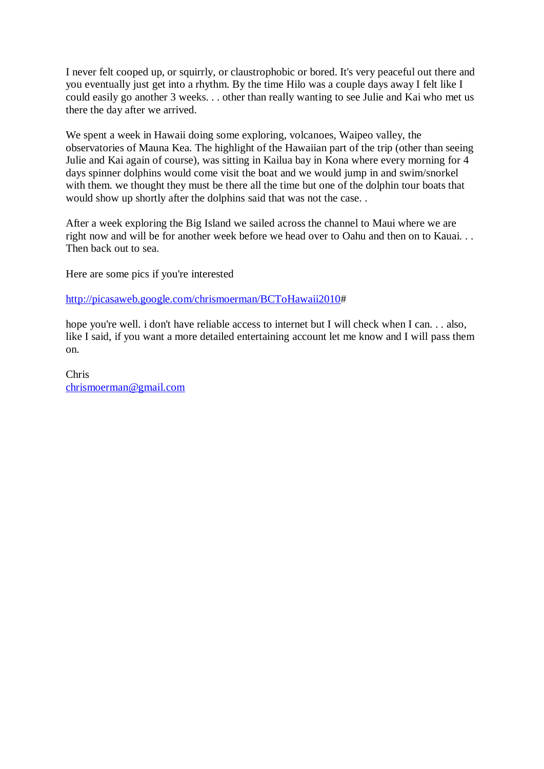I never felt cooped up, or squirrly, or claustrophobic or bored. It's very peaceful out there and you eventually just get into a rhythm. By the time Hilo was a couple days away I felt like I could easily go another 3 weeks. . . other than really wanting to see Julie and Kai who met us there the day after we arrived.

We spent a week in Hawaii doing some exploring, volcanoes, Waipeo valley, the observatories of Mauna Kea. The highlight of the Hawaiian part of the trip (other than seeing Julie and Kai again of course), was sitting in Kailua bay in Kona where every morning for 4 days spinner dolphins would come visit the boat and we would jump in and swim/snorkel with them. we thought they must be there all the time but one of the dolphin tour boats that would show up shortly after the dolphins said that was not the case. .

After a week exploring the Big Island we sailed across the channel to Maui where we are right now and will be for another week before we head over to Oahu and then on to Kauai. . . Then back out to sea.

Here are some pics if you're interested

[http://picasaweb.google.com/chrismoerman/BCToHawaii2010](http://picasaweb.google.com/chrismoerman/BCToHawaii2010)#

hope you're well. i don't have reliable access to internet but I will check when I can. . . also, like I said, if you want a more detailed entertaining account let me know and I will pass them on.

Chris
[chrismoerman@gmail.com](mailto:chrismoerman@gmail.com)